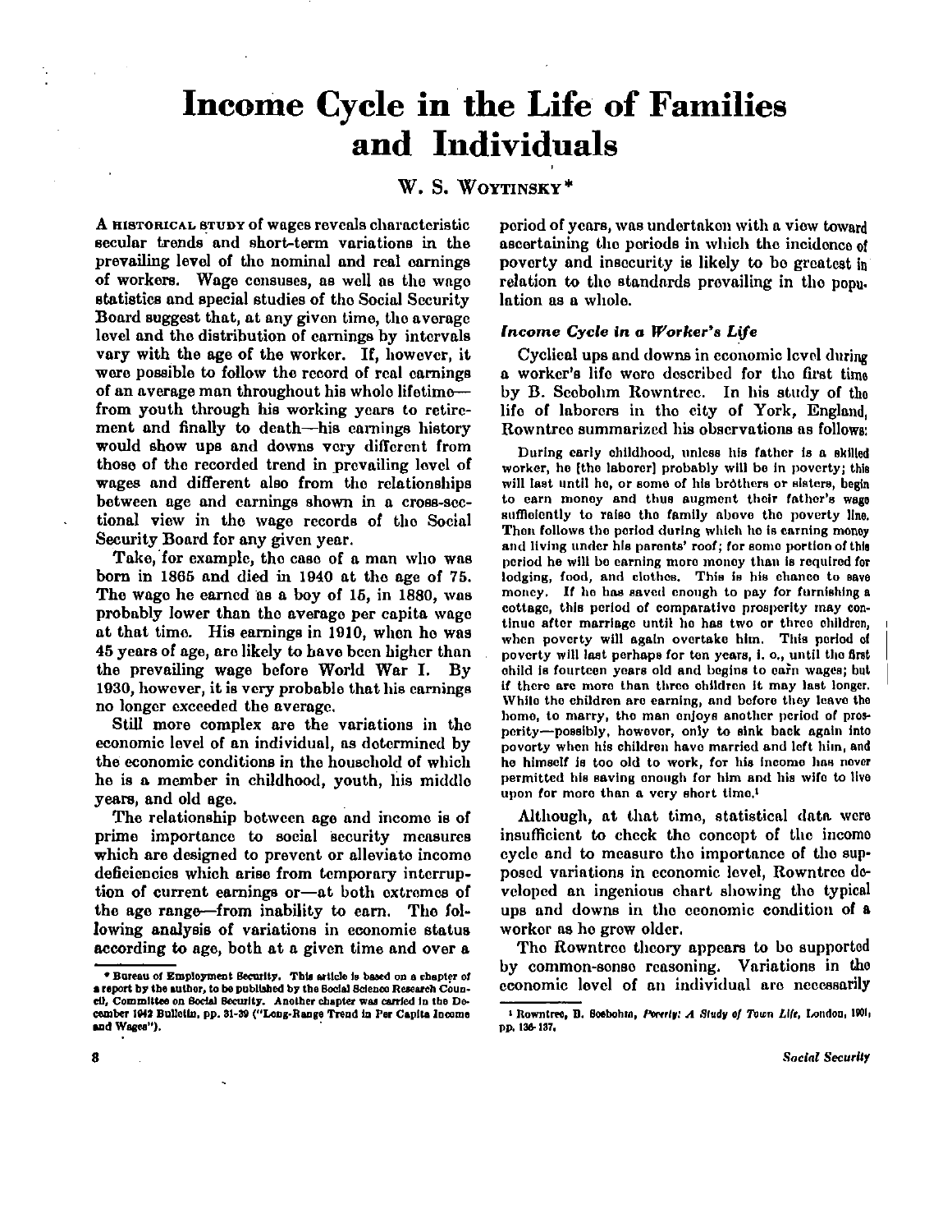# Income Cycle in the Life of Families and Individuals

W. S. Woytinsky*

A historical study of wages reveals characteristic secular trends and short-term variations in the prevailing level of the nominal and real earnings of workers. Wage censuses, as well as the wage statistics and special studies of the Social Security Board suggest that, at any given time, the average level and the distribution of earnings by intervals vary with the age of the worker. If, however, it were possible to follow the record of real earnings of an average man throughout his whole lifetime—from youth through his working years to retirement and finally to death—his earnings history would show ups and downs very different from those of the recorded trend in prevailing level of wages and different also from the relationships between age and earnings shown in a cross-sectional view in the wage records of the Social Security Board for any given year.

Take, for example, the case of a man who was born in 1865 and died in 1940 at the age of 75. The wage he earned as a boy of 15, in 1880, was probably lower than the average per capita wage at that time. His earnings in 1910, when he was 45 years of age, are likely to have been higher than the prevailing wage before World War I. By 1930, however, it is very probable that his earnings no longer exceeded the average.

Still more complex are the variations in the economic level of an individual, as determined by the economic conditions in the household of which he is a member in childhood, youth, his middle years, and old age.

The relationship between age and income is of prime importance to social security measures which are designed to prevent or alleviate income deficiencies which arise from temporary interruption of current earnings or—at both extremes of the age range—from inability to earn. The following analysis of variations in economic status according to age, both at a given time and over a period of years, was undertaken with a view toward ascertaining the periods in which the incidence of poverty and insecurity is likely to be greatest in relation to the standards prevailing in the population as a whole.

### *Income Cycle in a Worker's Life*

Cyclical ups and downs in economic level during a worker's life were described for the first time by B. Seebohm Rowntree. In his study of the life of laborers in the city of York, England, Rowntree summarized his observations as follows:

> During early childhood, unless his father is a skilled worker, he [the laborer] probably will be in poverty; this will last until he, or some of his brothers or sisters, begin to earn money and thus augment their father's wage sufficiently to raise the family above the poverty line. Then follows the period during which he is earning money and living under his parents' roof; for some portion of this period he will be earning more money than is required for lodging, food, and clothes. This is his chance to save money. If he has saved enough to pay for furnishing a cottage, this period of comparative prosperity may continue after marriage until he has two or three children, when poverty will again overtake him. This period of poverty will last perhaps for ten years, i. e., until the first child is fourteen years old and begins to earn wages; but if there are more than three children it may last longer. While the children are earning, and before they leave the home, to marry, the man enjoys another period of prosperity—possibly, however, only to sink back again into poverty when his children have married and left him, and he himself is too old to work, for his income has never permitted his saving enough for him and his wife to live upon for more than a very short time.[1]

Although, at that time, statistical data were insufficient to check the concept of the income cycle and to measure the importance of the supposed variations in economic level, Rowntree developed an ingenious chart showing the typical ups and downs in the economic condition of a worker as he grew older.

The Rowntree theory appears to be supported by common-sense reasoning. Variations in the economic level of an individual are necessarily

---

* Bureau of Employment Security. This article is based on a chapter of a report by the author, to be published by the Social Science Research Council, Committee on Social Security. Another chapter was carried in the December 1942 Bulletin, pp. 31-39 ("Long-Range Trend in Per Capita Income and Wages").

[1] Rowntree, B. Seebohm, *Poverty: A Study of Town Life*, London, 1901, pp. 136-137.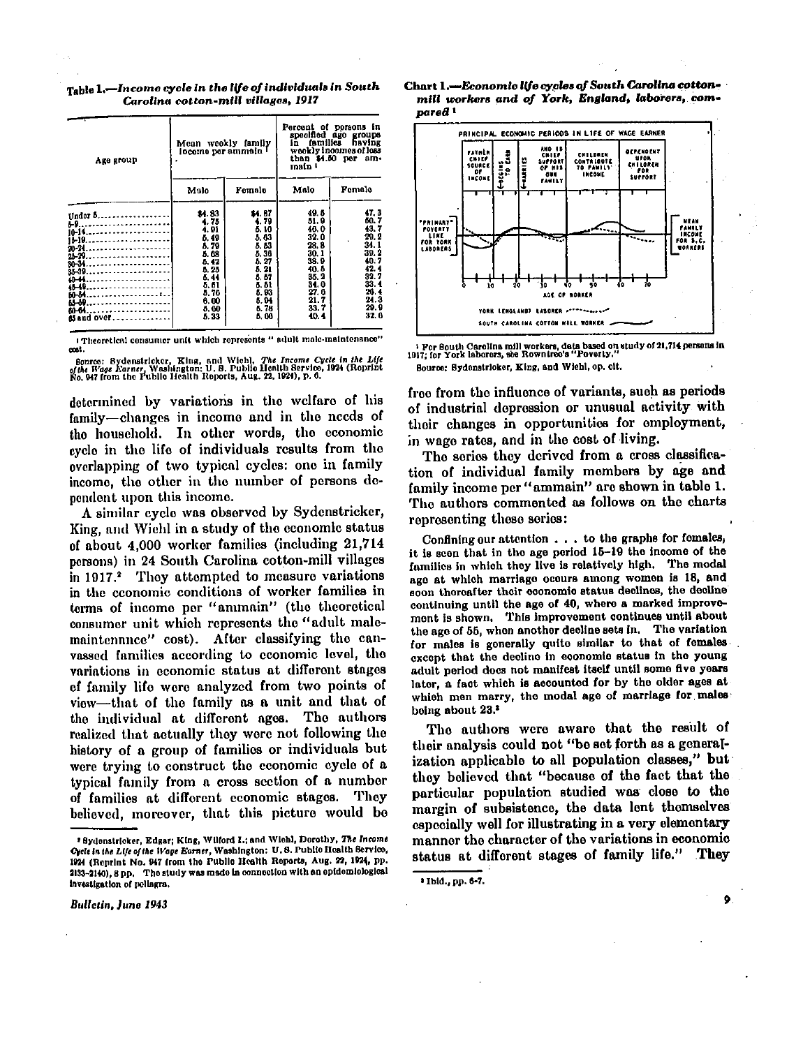**Table 1.—Income cycle in the life of individuals in South Carolina cotton-mill villages, 1917**

| Age group | Mean weekly family income per ammain [1] | | Percent of persons in specified age groups in families having weekly incomes of less than $4.50 per ammain [1] | |
|---|---|---|---|---|
| | Male | Female | Male | Female |
| Under 5 | $4.83 | $4.87 | 49.6 | 47.3 |
| 5–9 | 4.75 | 4.79 | 51.9 | 50.7 |
| 10–14 | 4.91 | 5.10 | 46.0 | 43.7 |
| 15–19 | 5.49 | 5.63 | 32.0 | 29.2 |
| 20–24 | 5.79 | 5.53 | 28.8 | 34.1 |
| 25–29 | 5.68 | 5.30 | 30.1 | 39.2 |
| 30–34 | 5.42 | 5.27 | 38.9 | 40.7 |
| 35–39 | 5.25 | 5.21 | 40.5 | 42.4 |
| 40–44 | 5.44 | 5.57 | 35.2 | 32.7 |
| 45–49 | 5.61 | 5.61 | 34.0 | 33.4 |
| 50–54 | 5.70 | 5.93 | 27.0 | 26.4 |
| 55–59 | 6.00 | 6.04 | 21.7 | 24.3 |
| 60–64 | 5.00 | 5.78 | 33.7 | 29.9 |
| 65 and over | 5.33 | 5.00 | 40.4 | 32.0 |

[1] Theoretical consumer unit which represents "adult male-maintenance" cost.

Source: Sydenstricker, King, and Wiehl, *The Income Cycle in the Life of the Wage Earner*, Washington: U. S. Public Health Service, 1924 (Reprint No. 947 from the Public Health Reports, Aug. 22, 1924), p. 6.

determined by variations in the welfare of his family—changes in income and in the needs of the household. In other words, the economic cycle in the life of individuals results from the overlapping of two typical cycles: one in family income, the other in the number of persons dependent upon this income.

A similar cycle was observed by Sydenstricker, King, and Wiehl in a study of the economic status of about 4,000 worker families (including 21,714 persons) in 24 South Carolina cotton-mill villages in 1917.[2] They attempted to measure variations in the economic conditions of worker families in terms of income per "ammain" (the theoretical consumer unit which represents the "adult male-maintenance" cost). After classifying the canvassed families according to economic level, the variations in economic status at different stages of family life were analyzed from two points of view—that of the family as a unit and that of the individual at different ages. The authors realized that actually they were not following the history of a group of families or individuals but were trying to construct the economic cycle of a typical family from a cross section of a number of families at different economic stages. They believed, moreover, that this picture would be free from the influence of variants, such as periods of industrial depression or unusual activity with their changes in opportunities for employment, in wage rates, and in the cost of living.

The series they derived from a cross classification of individual family members by age and family income per "ammain" are shown in table 1. The authors commented as follows on the charts representing these series:

> Confining our attention . . . to the graphs for females, it is seen that in the age period 15–19 the income of the families in which they live is relatively high. The modal age at which marriage occurs among women is 18, and soon thereafter their economic status declines, the decline continuing until the age of 40, where a marked improvement is shown. This improvement continues until about the age of 55, when another decline sets in. The variation for males is generally quite similar to that of females except that the decline in economic status in the young adult period does not manifest itself until some five years later, a fact which is accounted for by the older ages at which men marry, the modal age of marriage for males being about 23.[3]

The authors were aware that the result of their analysis could not "be set forth as a generalization applicable to all population classes," but they believed that "because of the fact that the particular population studied was close to the margin of subsistence, the data lent themselves especially well for illustrating in a very elementary manner the character of the variations in economic status at different stages of family life." They

**Chart 1.—Economic life cycles of South Carolina cotton-mill workers and of York, England, laborers, compared [1]**

[1] For South Carolina mill workers, data based on study of 21,714 persons in 1917; for York laborers, see Rowntree's "Poverty."

Source: Sydenstricker, King, and Wiehl, op. cit.

---

[2] Sydenstricker, Edgar; King, Wilford I.; and Wiehl, Dorothy, *The Income Cycle in the Life of the Wage Earner*, Washington: U. S. Public Health Service, 1924 (Reprint No. 947 from the Public Health Reports, Aug. 22, 1924, pp. 2133–2140), 8 pp. The study was made in connection with an epidemiological investigation of pellagra.

[3] Ibid., pp. 6–7.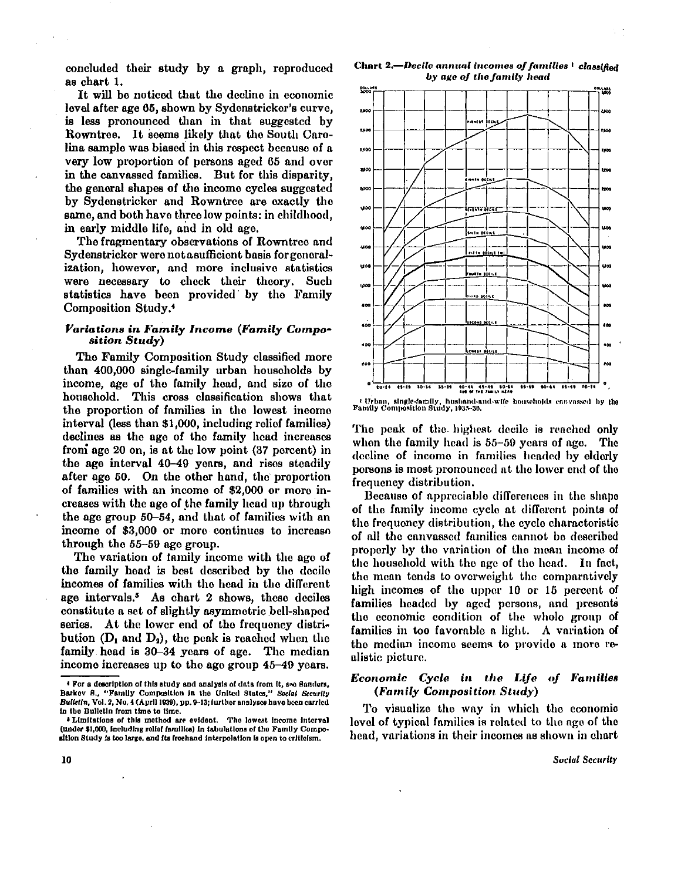concluded their study by a graph, reproduced as chart 1.

It will be noticed that the decline in economic level after age 65, shown by Sydenstricker's curve, is less pronounced than in that suggested by Rowntree. It seems likely that the South Carolina sample was biased in this respect because of a very low proportion of persons aged 65 and over in the canvassed families. But for this disparity, the general shapes of the income cycles suggested by Sydenstricker and Rowntree are exactly the same, and both have three low points: in childhood, in early middle life, and in old age.

The fragmentary observations of Rowntree and Sydenstricker were not a sufficient basis for generalization, however, and more inclusive statistics were necessary to check their theory. Such statistics have been provided by the Family Composition Study.[4]

### *Variations in Family Income (Family Composition Study)*

The Family Composition Study classified more than 400,000 single-family urban households by income, age of the family head, and size of the household. This cross classification shows that the proportion of families in the lowest income interval (less than $1,000, including relief families) declines as the age of the family head increases from age 20 on, is at the low point (37 percent) in the age interval 40–49 years, and rises steadily after age 50. On the other hand, the proportion of families with an income of $2,000 or more increases with the age of the family head up through the age group 50–54, and that of families with an income of $3,000 or more continues to increase through the 55–59 age group.

The variation of family income with the age of the family head is best described by the decile incomes of families with the head in the different age intervals.[5] As chart 2 shows, these deciles constitute a set of slightly asymmetric bell-shaped series. At the lower end of the frequency distribution ($D_1$ and $D_2$), the peak is reached when the family head is 30–34 years of age. The median income increases up to the age group 45–49 years.

**Chart 2.—*Decile annual incomes of families* [1] *classified by age of the family head***

[1] Urban, single-family, husband-and-wife households canvassed by the Family Composition Study, 1935–36.

The peak of the highest decile is reached only when the family head is 55–59 years of age. The decline of income in families headed by elderly persons is most pronounced at the lower end of the frequency distribution.

Because of appreciable differences in the shape of the family income cycle at different points of the frequency distribution, the cycle characteristic of all the canvassed families cannot be described properly by the variation of the mean income of the household with the age of the head. In fact, the mean tends to overweight the comparatively high incomes of the upper 10 or 15 percent of families headed by aged persons, and presents the economic condition of the whole group of families in too favorable a light. A variation of the median income seems to provide a more realistic picture.

### *Economic Cycle in the Life of Families (Family Composition Study)*

To visualize the way in which the economic level of typical families is related to the age of the head, variations in their incomes as shown in chart

---

[4] For a description of this study and analysis of data from it, see Sanders, Barkev S., "Family Composition in the United States," *Social Security Bulletin*, Vol. 2, No. 4 (April 1939), pp. 9–13; further analyses have been carried in the Bulletin from time to time.

[5] Limitations of this method are evident. The lowest income interval (under $1,000, including relief families) in tabulations of the Family Composition Study is too large, and its freehand interpolation is open to criticism.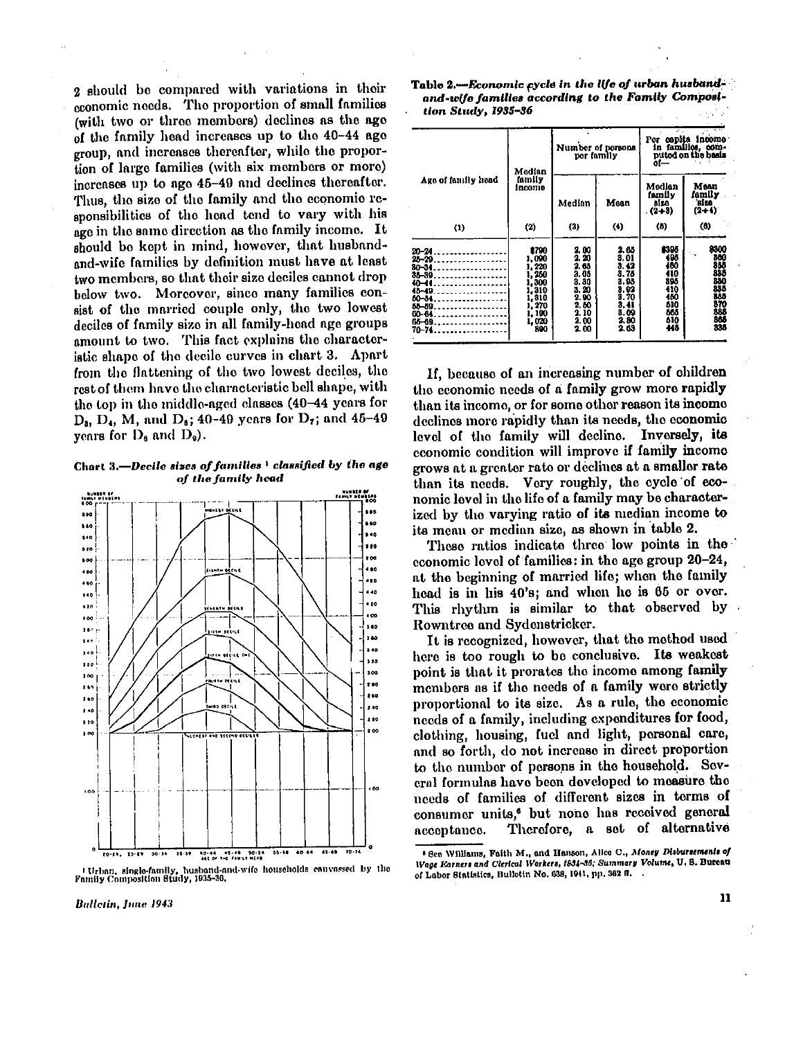2 should be compared with variations in their economic needs. The proportion of small families (with two or three members) declines as the age of the family head increases up to the 40–44 age group, and increases thereafter, while the proportion of large families (with six members or more) increases up to age 45–49 and declines thereafter. Thus, the size of the family and the economic responsibilities of the head tend to vary with his age in the same direction as the family income. It should be kept in mind, however, that husband-and-wife families by definition must have at least two members, so that their size deciles cannot drop below two. Moreover, since many families consist of the married couple only, the two lowest deciles of family size in all family-head age groups amount to two. This fact explains the characteristic shape of the decile curves in chart 3. Apart from the flattening of the two lowest deciles, the rest of them have the characteristic bell shape, with the top in the middle-aged classes (40–44 years for $D_3$, $D_4$, M, and $D_6$; 40–49 years for $D_7$; and 45–49 years for $D_8$ and $D_9$).

**Chart 3.—*Decile sizes of families* [1] *classified by the age of the family head***

[1] Urban, single-family, husband-and-wife households canvassed by the Family Composition Study, 1935–36.

**Table 2.—*Economic cycle in the life of urban husband-and-wife families according to the Family Composition Study, 1935–36***

| Age of family head | Median family income | Number of persons per family | | Per capita income in families, computed on the basis of— | |
|---|---|---|---|---|---|
| | | Median | Mean | Median family size (2÷3) | Mean family size (2÷4) |
| (1) | (2) | (3) | (4) | (5) | (6) |
| 20–24 | $790 | 2.00 | 2.65 | $395 | $300 |
| 25–29 | 1,090 | 2.20 | 3.01 | 495 | 360 |
| 30–34 | 1,220 | 2.65 | 3.42 | 460 | 355 |
| 35–39 | 1,250 | 3.05 | 3.75 | 410 | 335 |
| 40–44 | 1,300 | 3.30 | 3.95 | 395 | 330 |
| 45–49 | 1,310 | 3.20 | 3.92 | 410 | 335 |
| 50–54 | 1,310 | 2.90 | 3.70 | 450 | 355 |
| 55–59 | 1,270 | 2.50 | 3.41 | 510 | 370 |
| 60–64 | 1,190 | 2.10 | 3.09 | 565 | 385 |
| 65–69 | 1,020 | 2.00 | 2.80 | 510 | 365 |
| 70–74 | 890 | 2.00 | 2.63 | 445 | 335 |

If, because of an increasing number of children the economic needs of a family grow more rapidly than its income, or for some other reason its income declines more rapidly than its needs, the economic level of the family will decline. Inversely, its economic condition will improve if family income grows at a greater rate or declines at a smaller rate than its needs. Very roughly, the cycle of economic level in the life of a family may be characterized by the varying ratio of its median income to its mean or median size, as shown in table 2.

These ratios indicate three low points in the economic level of families: in the age group 20–24, at the beginning of married life; when the family head is in his 40's; and when he is 65 or over. This rhythm is similar to that observed by Rowntree and Sydenstricker.

It is recognized, however, that the method used here is too rough to be conclusive. Its weakest point is that it prorates the income among family members as if the needs of a family were strictly proportional to its size. As a rule, the economic needs of a family, including expenditures for food, clothing, housing, fuel and light, personal care, and so forth, do not increase in direct proportion to the number of persons in the household. Several formulas have been developed to measure the needs of families of different sizes in terms of consumer units,[6] but none has received general acceptance. Therefore, a set of alternative

[6] See Williams, Faith M., and Hanson, Alice C., *Money Disbursements of Wage Earners and Clerical Workers, 1934–36; Summary Volume*, U. S. Bureau of Labor Statistics, Bulletin No. 638, 1941, pp. 362 ff.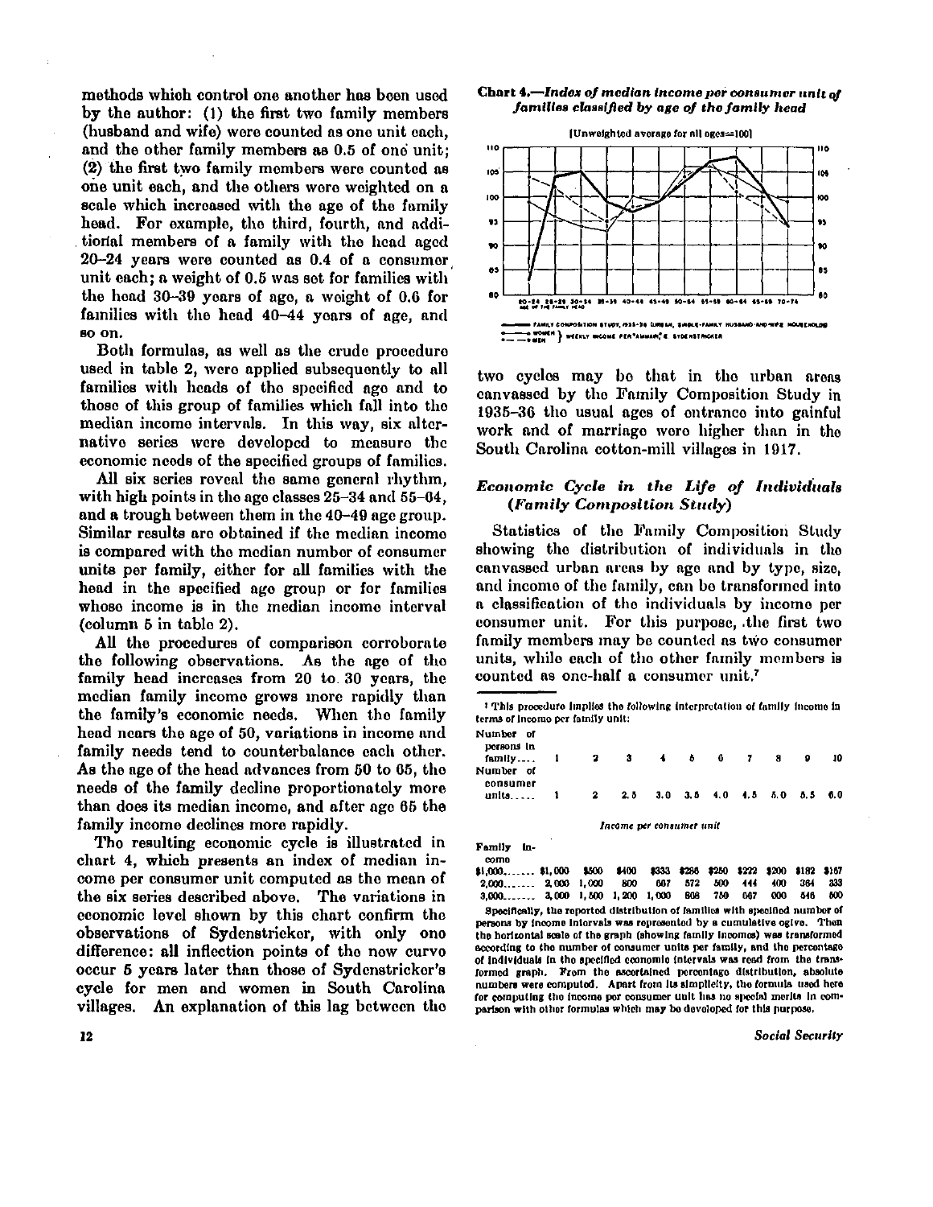methods which control one another has been used by the author: (1) the first two family members (husband and wife) were counted as one unit each, and the other family members as 0.5 of one unit; (2) the first two family members were counted as one unit each, and the others were weighted on a scale which increased with the age of the family head. For example, the third, fourth, and additional members of a family with the head aged 20–24 years were counted as 0.4 of a consumer unit each; a weight of 0.5 was set for families with the head 30–39 years of age, a weight of 0.6 for families with the head 40–44 years of age, and so on.

Both formulas, as well as the crude procedure used in table 2, were applied subsequently to all families with heads of the specified age and to those of this group of families which fall into the median income intervals. In this way, six alternative series were developed to measure the economic needs of the specified groups of families.

All six series reveal the same general rhythm, with high points in the age classes 25–34 and 55–64, and a trough between them in the 40–49 age group. Similar results are obtained if the median income is compared with the median number of consumer units per family, either for all families with the head in the specified age group or for families whose income is in the median income interval (column 5 in table 2).

All the procedures of comparison corroborate the following observations. As the age of the family head increases from 20 to 30 years, the median family income grows more rapidly than the family's economic needs. When the family head nears the age of 50, variations in income and family needs tend to counterbalance each other. As the age of the head advances from 50 to 65, the needs of the family decline proportionately more than does its median income, and after age 65 the family income declines more rapidly.

The resulting economic cycle is illustrated in chart 4, which presents an index of median income per consumer unit computed as the mean of the six series described above. The variations in economic level shown by this chart confirm the observations of Sydenstricker, with only one difference: all inflection points of the new curve occur 5 years later than those of Sydenstricker's cycle for men and women in South Carolina villages. An explanation of this lag between the two cycles may be that in the urban areas canvassed by the Family Composition Study in 1935–36 the usual ages of entrance into gainful work and of marriage were higher than in the South Carolina cotton-mill villages in 1917.

**Chart 4.—*Index of median income per consumer unit of families classified by age of the family head***

[Unweighted average for all ages=100]

— FAMILY COMPOSITION STUDY, 1935–36 (URBAN, SINGLE-FAMILY HUSBAND-AND-WIFE HOUSEHOLDS)
— WOMEN, — MEN } WEEKLY INCOME PER "AMMAN," E. SYDENSTRICKER

### *Economic Cycle in the Life of Individuals (Family Composition Study)*

Statistics of the Family Composition Study showing the distribution of individuals in the canvassed urban areas by age and by type, size, and income of the family, can be transformed into a classification of the individuals by income per consumer unit. For this purpose, the first two family members may be counted as two consumer units, while each of the other family members is counted as one-half a consumer unit.[7]

---

[7] This procedure implies the following interpretation of family income in terms of income per family unit:

| Number of persons in family | 1 | 2 | 3 | 4 | 5 | 6 | 7 | 8 | 9 | 10 |
|---|---|---|---|---|---|---|---|---|---|---|
| Number of consumer units | 1 | 2 | 2.5 | 3.0 | 3.5 | 4.0 | 4.5 | 5.0 | 5.5 | 6.0 |
| | | | | *Income per consumer unit* | | | | | | |
| Family income | | | | | | | | | | |
| $1,000 | $1,000 | $500 | $400 | $333 | $286 | $250 | $222 | $200 | $182 | $167 |
| 2,000 | 2,000 | 1,000 | 800 | 667 | 572 | 500 | 444 | 400 | 364 | 333 |
| 3,000 | 3,000 | 1,500 | 1,200 | 1,000 | 858 | 750 | 667 | 600 | 546 | 500 |

Specifically, the reported distribution of families with specified number of persons by income intervals was represented by a cumulative ogive. Then the horizontal scale of the graph (showing family incomes) was transformed according to the number of consumer units per family, and the percentage of individuals in the specified economic intervals was read from the transformed graph. From the ascertained percentage distribution, absolute numbers were computed. Apart from its simplicity, the formula used here for computing the income per consumer unit has no special merits in comparison with other formulas which may be developed for this purpose.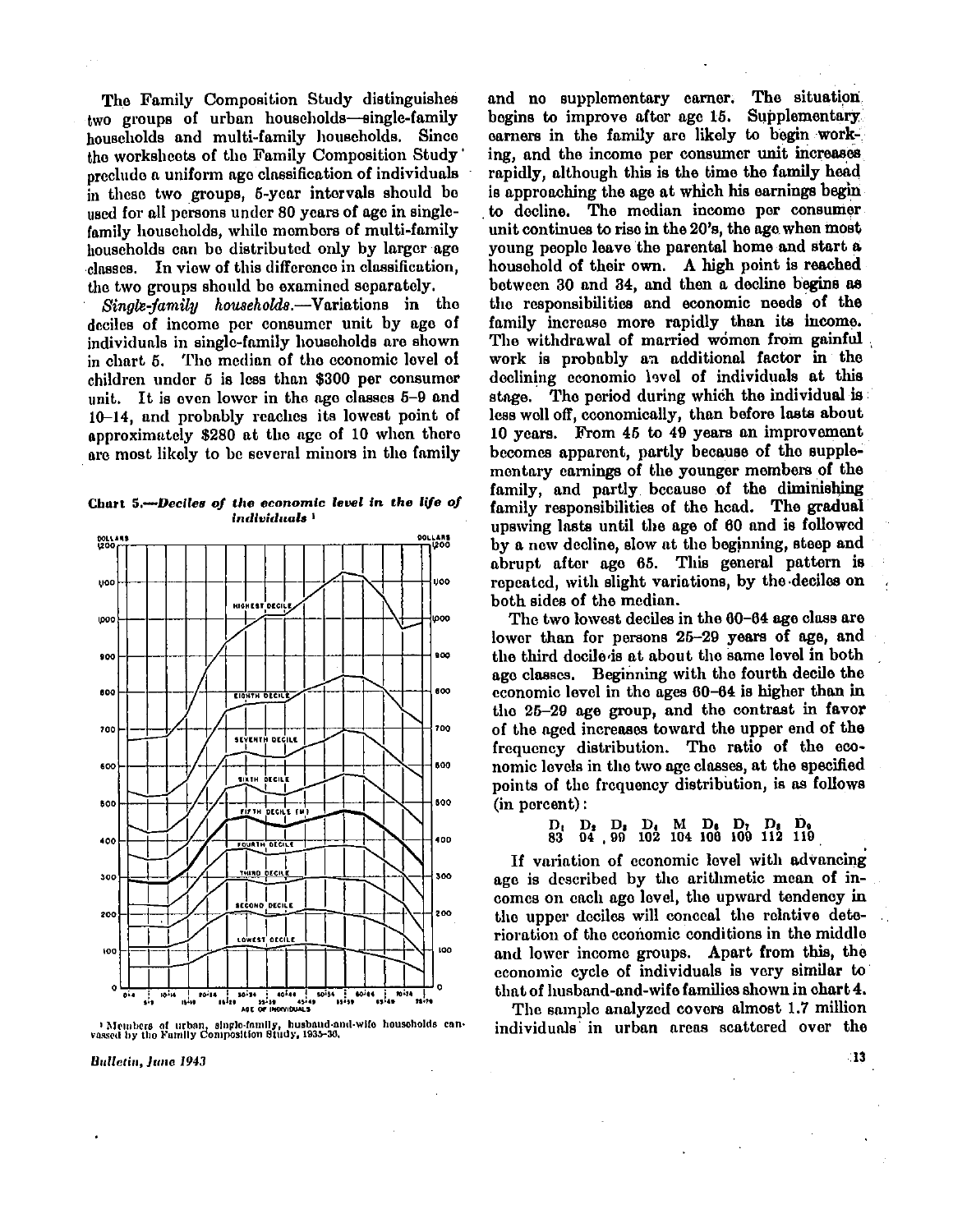The Family Composition Study distinguishes two groups of urban households—single-family households and multi-family households. Since the worksheets of the Family Composition Study preclude a uniform age classification of individuals in these two groups, 5-year intervals should be used for all persons under 80 years of age in single-family households, while members of multi-family households can be distributed only by larger age classes. In view of this difference in classification, the two groups should be examined separately.

*Single-family households.*—Variations in the deciles of income per consumer unit by age of individuals in single-family households are shown in chart 5. The median of the economic level of children under 5 is less than $300 per consumer unit. It is even lower in the age classes 5–9 and 10–14, and probably reaches its lowest point of approximately $280 at the age of 10 when there are most likely to be several minors in the family

**Chart 5.—*Deciles of the economic level in the life of individuals*** [1]

[1] Members of urban, single-family, husband-and-wife households canvassed by the Family Composition Study, 1935–36.

and no supplementary earner. The situation begins to improve after age 15. Supplementary earners in the family are likely to begin working, and the income per consumer unit increases rapidly, although this is the time the family head is approaching the age at which his earnings begin to decline. The median income per consumer unit continues to rise in the 20's, the age when most young people leave the parental home and start a household of their own. A high point is reached between 30 and 34, and then a decline begins as the responsibilities and economic needs of the family increase more rapidly than its income. The withdrawal of married women from gainful work is probably an additional factor in the declining economic level of individuals at this stage. The period during which the individual is less well off, economically, than before lasts about 10 years. From 45 to 49 years an improvement becomes apparent, partly because of the supplementary earnings of the younger members of the family, and partly because of the diminishing family responsibilities of the head. The gradual upswing lasts until the age of 60 and is followed by a new decline, slow at the beginning, steep and abrupt after age 65. This general pattern is repeated, with slight variations, by the deciles on both sides of the median.

The two lowest deciles in the 60–64 age class are lower than for persons 25–29 years of age, and the third decile is at about the same level in both age classes. Beginning with the fourth decile the economic level in the age 60–64 is higher than in the 25–29 age group, and the contrast in favor of the aged increases toward the upper end of the frequency distribution. The ratio of the economic levels in the two age classes, at the specified points of the frequency distribution, is as follows (in percent):

| $D_1$ | $D_2$ | $D_3$ | $D_4$ | M | $D_6$ | $D_7$ | $D_8$ | $D_9$ |
|---|---|---|---|---|---|---|---|---|
| 83 | 94 | 99 | 102 | 104 | 106 | 109 | 112 | 119 |

If variation of economic level with advancing age is described by the arithmetic mean of incomes on each age level, the upward tendency in the upper deciles will conceal the relative deterioration of the economic conditions in the middle and lower income groups. Apart from this, the economic cycle of individuals is very similar to that of husband-and-wife families shown in chart 4.

The sample analyzed covers almost 1.7 million individuals in urban areas scattered over the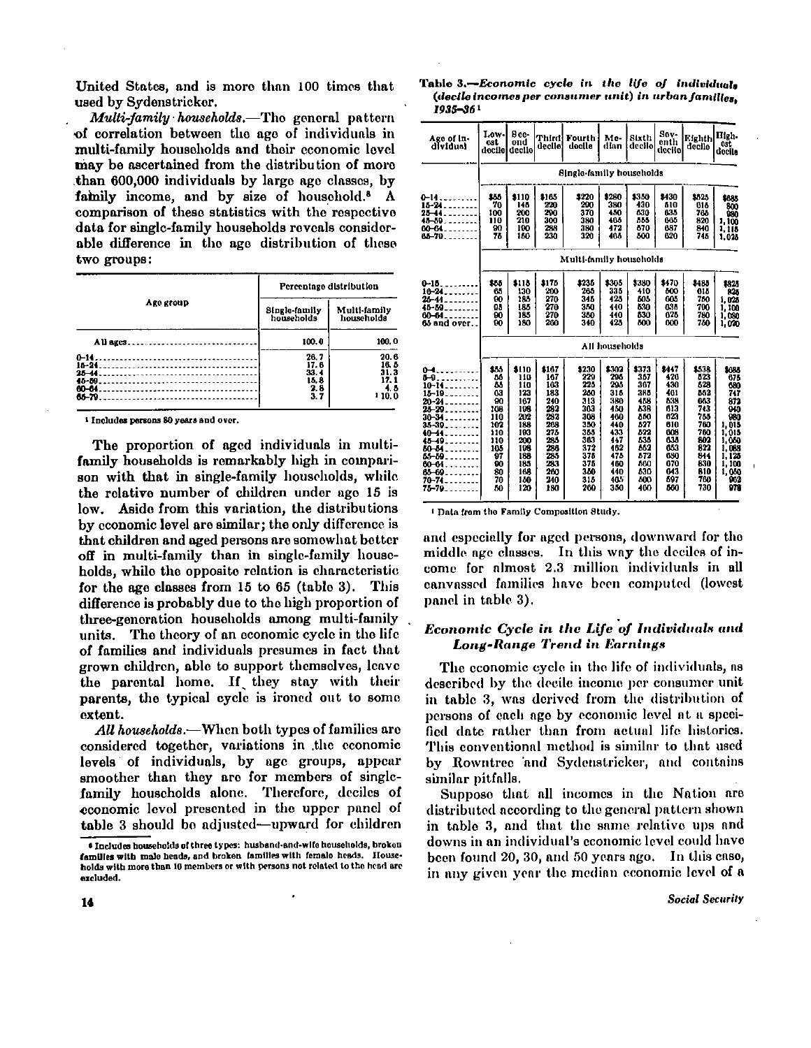United States, and is more than 100 times that used by Sydenstricker.

*Multi-family households.*—The general pattern of correlation between the age of individuals in multi-family households and their economic level may be ascertained from the distribution of more than 600,000 individuals by large age classes, by family income, and by size of household.[8] A comparison of these statistics with the respective data for single-family households reveals considerable difference in the age distribution of these two groups:

| Age group | Percentage distribution | |
|---|---|---|
| | Single-family households | Multi-family households |
| All ages | 100.0 | 100.0 |
| 0–14 | 26.7 | 20.6 |
| 15–24 | 17.6 | 16.5 |
| 25–44 | 33.4 | 31.3 |
| 45–59 | 15.8 | 17.1 |
| 60–64 | 2.8 | 4.5 |
| 65–79 | 3.7 | [1] 10.0 |

[1] Includes persons 80 years and over.

The proportion of aged individuals in multi-family households is remarkably high in comparison with that in single-family households, while the relative number of children under age 15 is low. Aside from this variation, the distributions by economic level are similar; the only difference is that children and aged persons are somewhat better off in multi-family than in single-family households, while the opposite relation is characteristic for the age classes from 15 to 65 (table 3). This difference is probably due to the high proportion of three-generation households among multi-family units. The theory of an economic cycle in the life of families and individuals presumes in fact that grown children, able to support themselves, leave the parental home. If they stay with their parents, the typical cycle is ironed out to some extent.

*All households.*—When both types of families are considered together, variations in the economic levels of individuals, by age groups, appear smoother than they are for members of single-family households alone. Therefore, deciles of economic level presented in the upper panel of table 3 should be adjusted—upward for children and especially for aged persons, downward for the middle age classes. In this way the deciles of income for almost 2.3 million individuals in all canvassed families have been computed (lowest panel in table 3).

**Table 3.—*Economic cycle in the life of individuals (decile incomes per consumer unit) in urban families, 1935–36*** [1]

| Age of individual | Lowest decile | Second decile | Third decile | Fourth decile | Median | Sixth decile | Seventh decile | Eighth decile | Highest decile |
|---|---|---|---|---|---|---|---|---|---|
| | Single-family households | | | | | | | | |
| 0–14 | $55 | $110 | $165 | $220 | $280 | $350 | $430 | $525 | $685 |
| 15–24 | 70 | 145 | 220 | 290 | 380 | 430 | 510 | 705 | 800 |
| 25–44 | 100 | 200 | 290 | 370 | 450 | 530 | 635 | 765 | 990 |
| 45–59 | 110 | 210 | 300 | 380 | 465 | 555 | 665 | 820 | 1,100 |
| 60–64 | 90 | 190 | 288 | 380 | 472 | 570 | 687 | 840 | 1,118 |
| 65–79 | 75 | 150 | 230 | 320 | 405 | 500 | 620 | 745 | 1,025 |
| | Multi-family households | | | | | | | | |
| 0–15 | $55 | $115 | $175 | $235 | $305 | $380 | $470 | $485 | $825 |
| 16–24 | 65 | 130 | 200 | 265 | 335 | 410 | 500 | 615 | 825 |
| 25–44 | 90 | 185 | 270 | 345 | 425 | 505 | 605 | 750 | 1,025 |
| 45–59 | 95 | 185 | 270 | 350 | 440 | 530 | 635 | 700 | 1,100 |
| 60–64 | 90 | 185 | 270 | 350 | 440 | 530 | 675 | 780 | 1,080 |
| 65 and over | 90 | 180 | 260 | 340 | 425 | 500 | 600 | 750 | 1,070 |
| | All households | | | | | | | | |
| 0–4 | $55 | $110 | $167 | $230 | $302 | $373 | $447 | $538 | $688 |
| 5–9 | 55 | 110 | 167 | 229 | 295 | 357 | 420 | 523 | 675 |
| 10–14 | 55 | 110 | 163 | 225 | 295 | 367 | 430 | 528 | 680 |
| 15–19 | 63 | 123 | 183 | 250 | 315 | 385 | 461 | 563 | 747 |
| 20–24 | 90 | 167 | 240 | 313 | 380 | 458 | 538 | 663 | 872 |
| 25–29 | 108 | 198 | 282 | 363 | 450 | 538 | 613 | 743 | 940 |
| 30–34 | 110 | 202 | 282 | 368 | 460 | 550 | 623 | 755 | 980 |
| 35–39 | 102 | 188 | 268 | 350 | 440 | 527 | 610 | 760 | 1,015 |
| 40–44 | 110 | 193 | 275 | 355 | 433 | 522 | 608 | 760 | 1,015 |
| 45–49 | 110 | 200 | 285 | 363 | 447 | 535 | 638 | 802 | 1,050 |
| 50–54 | 105 | 198 | 286 | 372 | 452 | 552 | 653 | 822 | 1,088 |
| 55–59 | 97 | 188 | 285 | 375 | 475 | 572 | 680 | 844 | 1,125 |
| 60–64 | 90 | 185 | 283 | 375 | 460 | 560 | 670 | 830 | 1,100 |
| 65–69 | 80 | 168 | 260 | 350 | 440 | 530 | 643 | 810 | 1,050 |
| 70–74 | 70 | 150 | 240 | 315 | 405 | 500 | 597 | 750 | 962 |
| 75–79 | 50 | 120 | 180 | 260 | 350 | 400 | 560 | 730 | 978 |

[1] Data from the Family Composition Study.

## *Economic Cycle in the Life of Individuals and Long-Range Trend in Earnings*

The economic cycle in the life of individuals, as described by the decile income per consumer unit in table 3, was derived from the distribution of persons of each age by economic level at a specified date rather than from actual life histories. This conventional method is similar to that used by Rowntree and Sydenstricker, and contains similar pitfalls.

Suppose that all incomes in the Nation are distributed according to the general pattern shown in table 3, and that the same relative ups and downs in an individual's economic level could have been found 20, 30, and 50 years ago. In this case, in any given year the median economic level of a

[8] Includes households of three types: husband-and-wife households, broken families with male heads, and broken families with female heads. Households with more than 10 members or with persons not related to the head are excluded.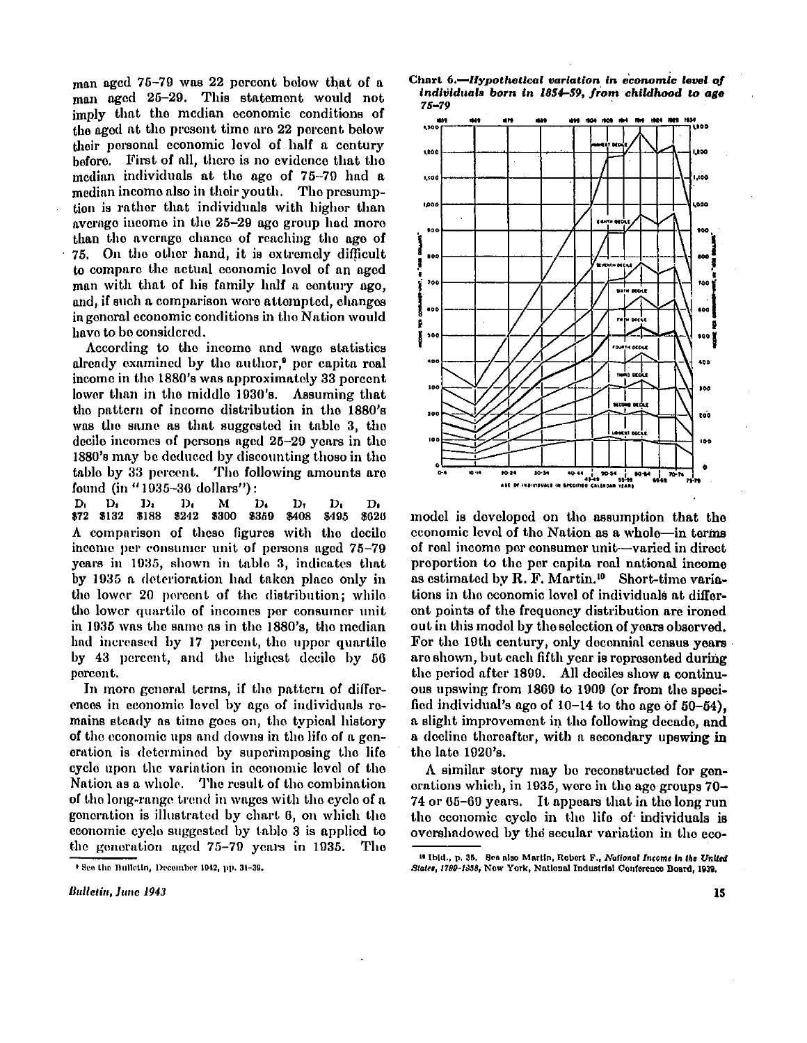man aged 75–79 was 22 percent below that of a man aged 25–29. This statement would not imply that the median economic conditions of the aged at the present time are 22 percent below their personal economic level of half a century before. First of all, there is no evidence that the median individuals at the age of 75–79 had a median income also in their youth. The presumption is rather that individuals with higher than average income in the 25–29 age group had more than the average chance of reaching the age of 75. On the other hand, it is extremely difficult to compare the actual economic level of an aged man with that of his family half a century ago, and, if such a comparison were attempted, changes in general economic conditions in the Nation would have to be considered.

According to the income and wage statistics already examined by the author,[9] per capita real income in the 1880's was approximately 33 percent lower than in the middle 1930's. Assuming that the pattern of income distribution in the 1880's was the same as that suggested in table 3, the decile incomes of persons aged 25–29 years in the 1880's may be deduced by discounting those in the table by 33 percent. The following amounts are found (in "1935–36 dollars"):

| $D_1$ | $D_2$ | $D_3$ | $D_4$ | M | $D_6$ | $D_7$ | $D_8$ | $D_9$ |
|---|---|---|---|---|---|---|---|---|
| $72 | $132 | $188 | $242 | $300 | $350 | $408 | $495 | $626 |

A comparison of these figures with the decile income per consumer unit of persons aged 75–79 years in 1935, shown in table 3, indicates that by 1935 a deterioration had taken place only in the lower 20 percent of the distribution; while the lower quartile of incomes per consumer unit in 1935 was the same as in the 1880's, the median had increased by 17 percent, the upper quartile by 43 percent, and the highest decile by 56 percent.

In more general terms, if the pattern of differences in economic level by age of individuals remains steady as time goes on, the typical history of the economic ups and downs in the life of a generation is determined by superimposing the life cycle upon the variation in economic level of the Nation as a whole. The result of the combination of the long-range trend in wages with the cycle of a generation is illustrated by chart 6, on which the economic cycle suggested by table 3 is applied to the generation aged 75–79 years in 1935. The

**Chart 6.—*Hypothetical variation in economic level of individuals born in 1854–59, from childhood to age 75–79***

model is developed on the assumption that the economic level of the Nation as a whole—in terms of real income per consumer unit—varied in direct proportion to the per capita real national income as estimated by R. F. Martin.[10] Short-time variations in the economic level of individuals at different points of the frequency distribution are ironed out in this model by the selection of years observed. For the 19th century, only decennial census years are shown, but each fifth year is represented during the period after 1899. All deciles show a continuous upswing from 1869 to 1909 (or from the specified individual's age of 10–14 to the age of 50–54), a slight improvement in the following decade, and a decline thereafter, with a secondary upswing in the late 1920's.

A similar story may be reconstructed for generations which, in 1935, were in the age groups 70–74 or 65–69 years. It appears that in the long run the economic cycle in the life of individuals is overshadowed by the secular variation in the eco-

---

[9] See the Bulletin, December 1942, pp. 31–39.

[10] Ibid., p. 35. See also Martin, Robert F., *National Income in the United States, 1799–1938*, New York, National Industrial Conference Board, 1939.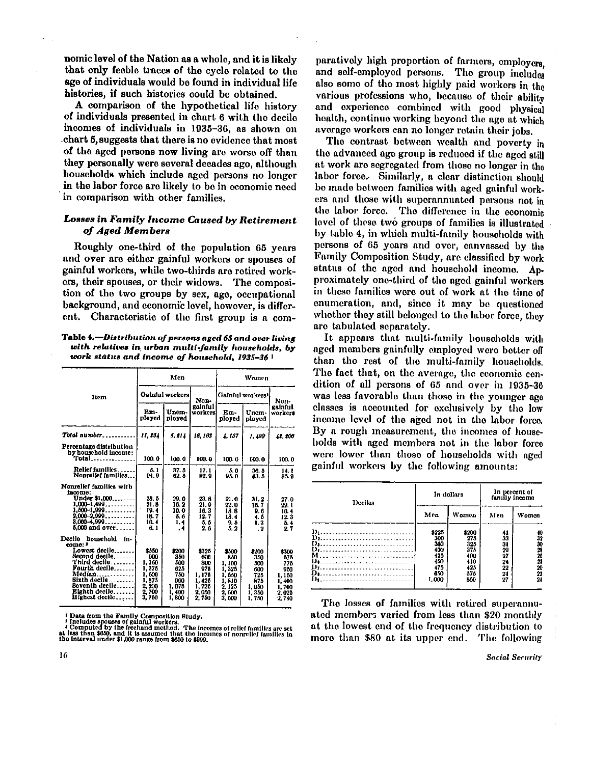nomic level of the Nation as a whole, and it is likely that only feeble traces of the cycle related to the age of individuals would be found in individual life histories, if such histories could be obtained.

A comparison of the hypothetical life history of individuals presented in chart 6 with the decile incomes of individuals in 1935–36, as shown on chart 5, suggests that there is no evidence that most of the aged persons now living are worse off than they personally were several decades ago, although households which include aged persons no longer in the labor force are likely to be in economic need in comparison with other families.

### *Losses in Family Income Caused by Retirement of Aged Members*

Roughly one-third of the population 65 years and over are either gainful workers or spouses of gainful workers, while two-thirds are retired workers, their spouses, or their widows. The composition of the two groups by sex, age, occupational background, and economic level, however, is different. Characteristic of the first group is a comparatively high proportion of farmers, employers, and self-employed persons. The group includes also some of the most highly paid workers in the various professions who, because of their ability and experience combined with good physical health, continue working beyond the age at which average workers can no longer retain their jobs.

**Table 4.—*Distribution of persons aged 65 and over living with relatives in urban multi-family households, by work status and income of household, 1935–36*** [1]

| Item | Men | | | Women | | |
|---|---|---|---|---|---|---|
| | Gainful workers | | Non-gainful workers | Gainful workers[2] | | Non-gainful workers |
| | Employed | Unemployed | | Employed | Unemployed | |
| *Total number* | *11,884* | *5,814* | *18,163* | *4,157* | *1,499* | *48,806* |
| Percentage distribution by household income: Total | 100.0 | 100.0 | 100.0 | 100.0 | 100.0 | 100.0 |
| Relief families | 5.1 | 37.5 | 17.1 | 5.0 | 36.5 | 14.1 |
| Nonrelief families | 94.9 | 62.5 | 82.9 | 95.0 | 63.5 | 85.9 |
| Nonrelief families with income: | | | | | | |
| Under $1,000 | 18.5 | 29.6 | 23.8 | 21.0 | 31.2 | 27.0 |
| 1,000–1,499 | 21.8 | 16.2 | 21.9 | 22.0 | 16.7 | 22.1 |
| 1,500–1,999 | 19.4 | 10.0 | 16.3 | 18.8 | 9.6 | 16.4 |
| 2,000–2,999 | 18.7 | 5.6 | 12.7 | 18.4 | 4.5 | 12.3 |
| 3,000–4,999 | 10.4 | 1.4 | 5.5 | 9.5 | 1.3 | 5.4 |
| 5,000 and over | 6.1 | .4 | 2.6 | 5.2 | .2 | 2.7 |
| Decile household income:[3] | | | | | | |
| Lowest decile | $550 | $200 | $325 | $500 | $200 | $300 |
| Second decile | 900 | 350 | 600 | 850 | 350 | 575 |
| Third decile | 1,160 | 500 | 800 | 1,100 | 500 | 775 |
| Fourth decile | 1,375 | 625 | 975 | 1,325 | 600 | 950 |
| Median | 1,600 | 750 | 1,175 | 1,550 | 725 | 1,150 |
| Sixth decile | 1,875 | 900 | 1,425 | 1,810 | 875 | 1,400 |
| Seventh decile | 2,200 | 1,075 | 1,725 | 2,125 | 1,050 | 1,700 |
| Eighth decile | 2,700 | 1,400 | 2,050 | 2,600 | 1,350 | 2,025 |
| Highest decile | 3,750 | 1,800 | 2,750 | 3,600 | 1,750 | 2,740 |

[1] Data from the Family Composition Study.
[2] Includes spouses of gainful workers.
[3] Computed by the freehand method. The incomes of relief families are set at less than $650, and it is assumed that the incomes of nonrelief families in the interval under $1,000 range from $650 to $999.

The contrast between wealth and poverty in the advanced age group is reduced if the aged still at work are segregated from those no longer in the labor force. Similarly, a clear distinction should be made between families with aged gainful workers and those with superannuated persons not in the labor force. The difference in the economic level of these two groups of families is illustrated by table 4, in which multi-family households with persons of 65 years and over, canvassed by the Family Composition Study, are classified by work status of the aged and household income. Approximately one-third of the aged gainful workers in these families were out of work at the time of enumeration, and, since it may be questioned whether they still belonged to the labor force, they are tabulated separately.

It appears that multi-family households with aged members gainfully employed were better off than the rest of the multi-family households. The fact that, on the average, the economic condition of all persons of 65 and over in 1935–36 was less favorable than those in the younger age classes is accounted for exclusively by the low income level of the aged not in the labor force. By a rough measurement, the incomes of households with aged members not in the labor force were lower than those of households with aged gainful workers by the following amounts:

| Deciles | In dollars | | In percent of family income | |
|---|---|---|---|---|
| | Men | Women | Men | Women |
| $D_1$ | $225 | $200 | 41 | 40 |
| $D_2$ | 300 | 275 | 33 | 32 |
| $D_3$ | 360 | 325 | 31 | 30 |
| $D_4$ | 400 | 375 | 29 | 28 |
| M | 425 | 400 | 27 | 26 |
| $D_6$ | 450 | 410 | 24 | 23 |
| $D_7$ | 475 | 425 | 22 | 20 |
| $D_8$ | 650 | 575 | 24 | 22 |
| $D_9$ | 1,000 | 860 | 27 | 24 |

The losses of families with retired superannuated members varied from less than $20 monthly at the lowest end of the frequency distribution to more than $80 at its upper end. The following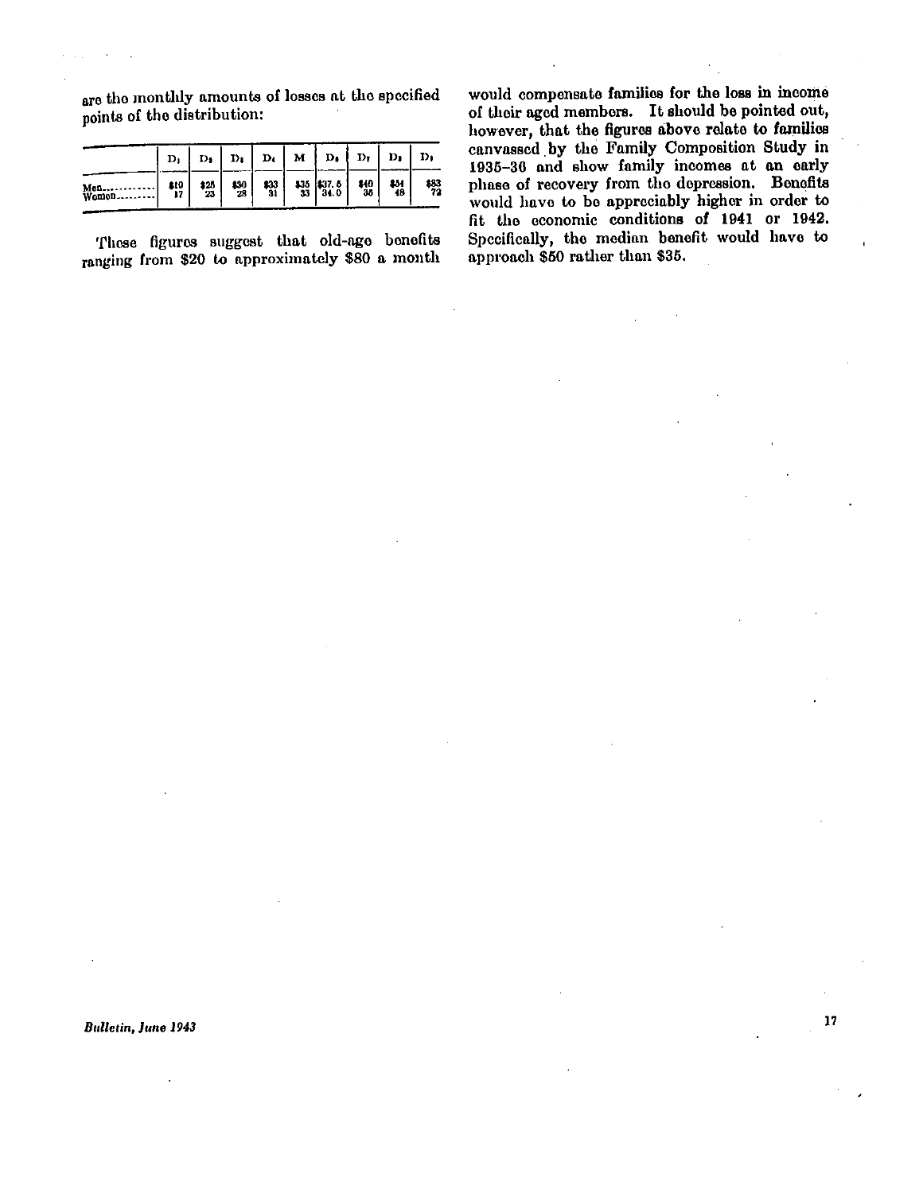are the monthly amounts of losses at the specified points of the distribution:

| | $D_1$ | $D_2$ | $D_3$ | $D_4$ | M | $D_6$ | $D_7$ | $D_8$ | $D_9$ |
|---|---|---|---|---|---|---|---|---|---|
| Men | $19 | $25 | $30 | $33 | $35 | $37.5 | $40 | $54 | $83 |
| Women | 17 | 23 | 28 | 31 | 33 | 34.0 | 35 | 48 | 72 |

These figures suggest that old-age benefits ranging from $20 to approximately $80 a month would compensate families for the loss in income of their aged members. It should be pointed out, however, that the figures above relate to families canvassed by the Family Composition Study in 1935–36 and show family incomes at an early phase of recovery from the depression. Benefits would have to be appreciably higher in order to fit the economic conditions of 1941 or 1942. Specifically, the median benefit would have to approach $50 rather than $35.